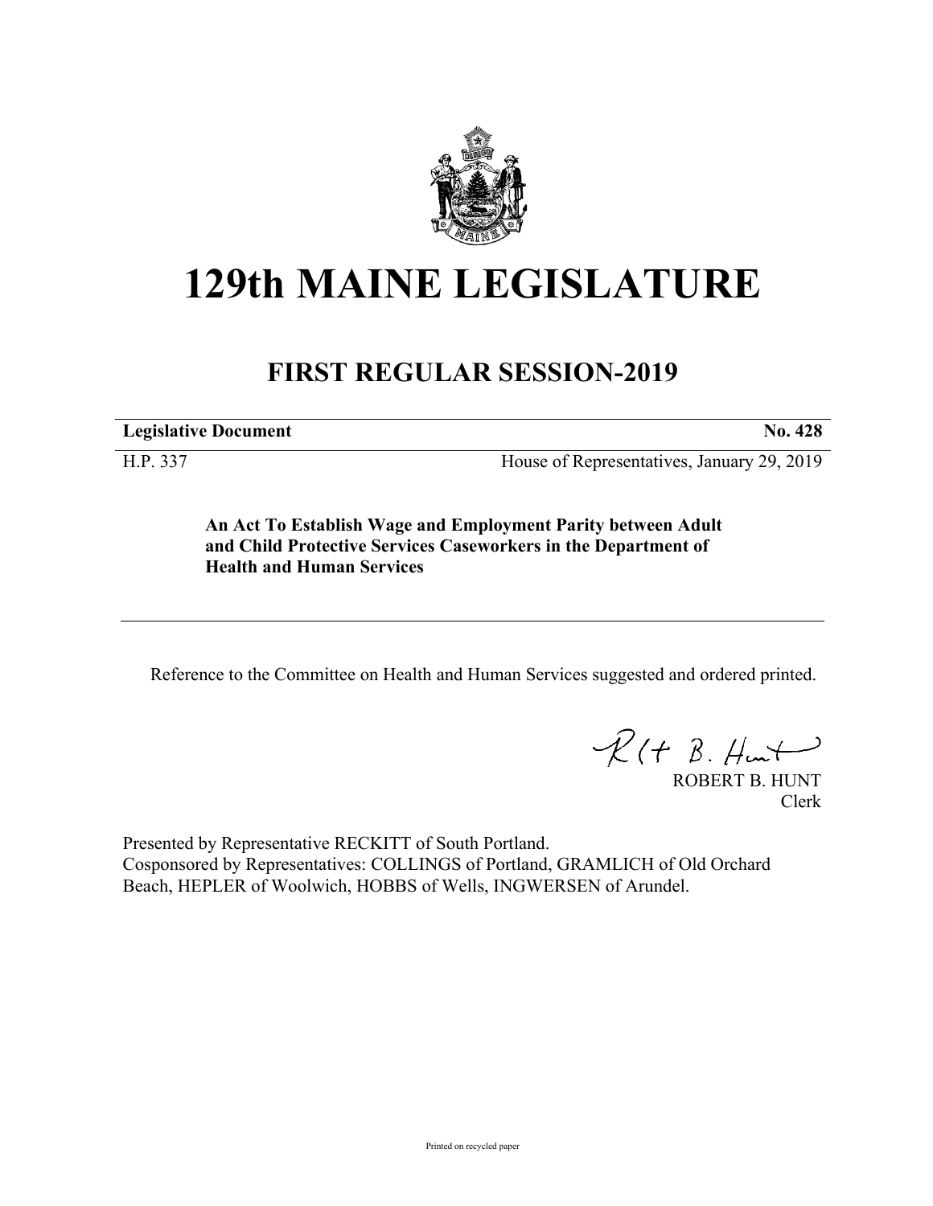# 129th MAINE LEGISLATURE

## FIRST REGULAR SESSION-2019

**Legislative Document** **No. 428**

H.P. 337 House of Representatives, January 29, 2019

**An Act To Establish Wage and Employment Parity between Adult and Child Protective Services Caseworkers in the Department of Health and Human Services**

Reference to the Committee on Health and Human Services suggested and ordered printed.

ROBERT B. HUNT
Clerk

Presented by Representative RECKITT of South Portland.
Cosponsored by Representatives: COLLINGS of Portland, GRAMLICH of Old Orchard Beach, HEPLER of Woolwich, HOBBS of Wells, INGWERSEN of Arundel.

Printed on recycled paper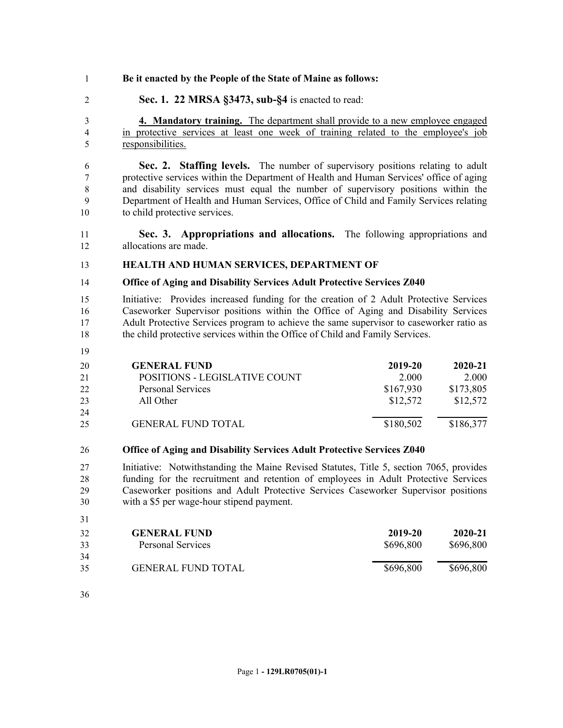**Be it enacted by the People of the State of Maine as follows:**

**Sec. 1. 22 MRSA §3473, sub-§4** is enacted to read:

**4. Mandatory training.** The department shall provide to a new employee engaged in protective services at least one week of training related to the employee's job responsibilities.

**Sec. 2. Staffing levels.** The number of supervisory positions relating to adult protective services within the Department of Health and Human Services' office of aging and disability services must equal the number of supervisory positions within the Department of Health and Human Services, Office of Child and Family Services relating to child protective services.

**Sec. 3. Appropriations and allocations.** The following appropriations and allocations are made.

**HEALTH AND HUMAN SERVICES, DEPARTMENT OF**

**Office of Aging and Disability Services Adult Protective Services Z040**

Initiative: Provides increased funding for the creation of 2 Adult Protective Services Caseworker Supervisor positions within the Office of Aging and Disability Services Adult Protective Services program to achieve the same supervisor to caseworker ratio as the child protective services within the Office of Child and Family Services.

| **GENERAL FUND** | **2019-20** | **2020-21** |
|---|---|---|
| POSITIONS - LEGISLATIVE COUNT | 2.000 | 2.000 |
| Personal Services | $167,930 | $173,805 |
| All Other | $12,572 | $12,572 |
| GENERAL FUND TOTAL | $180,502 | $186,377 |

**Office of Aging and Disability Services Adult Protective Services Z040**

Initiative: Notwithstanding the Maine Revised Statutes, Title 5, section 7065, provides funding for the recruitment and retention of employees in Adult Protective Services Caseworker positions and Adult Protective Services Caseworker Supervisor positions with a $5 per wage-hour stipend payment.

| **GENERAL FUND** | **2019-20** | **2020-21** |
|---|---|---|
| Personal Services | $696,800 | $696,800 |
| GENERAL FUND TOTAL | $696,800 | $696,800 |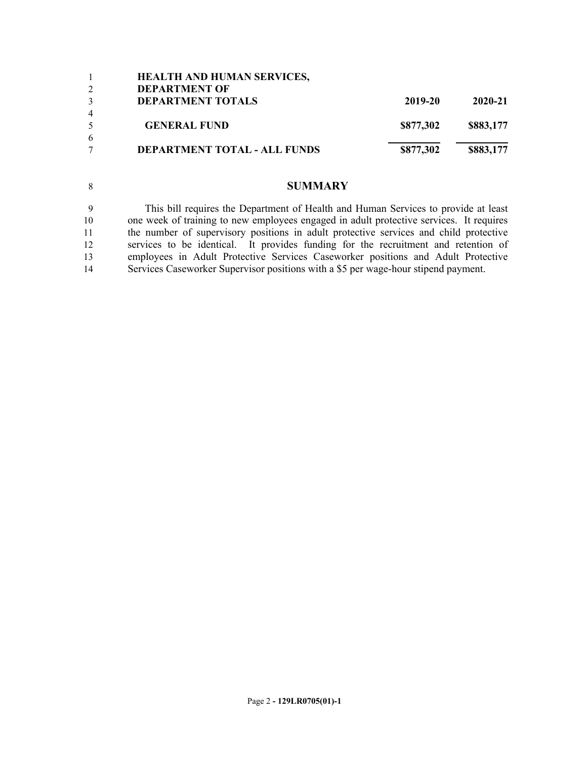| | | |
|---|---|---|
| **HEALTH AND HUMAN SERVICES, DEPARTMENT OF DEPARTMENT TOTALS** | **2019-20** | **2020-21** |
| **GENERAL FUND** | **$877,302** | **$883,177** |
| **DEPARTMENT TOTAL - ALL FUNDS** | **$877,302** | **$883,177** |

## SUMMARY

This bill requires the Department of Health and Human Services to provide at least one week of training to new employees engaged in adult protective services. It requires the number of supervisory positions in adult protective services and child protective services to be identical. It provides funding for the recruitment and retention of employees in Adult Protective Services Caseworker positions and Adult Protective Services Caseworker Supervisor positions with a $5 per wage-hour stipend payment.